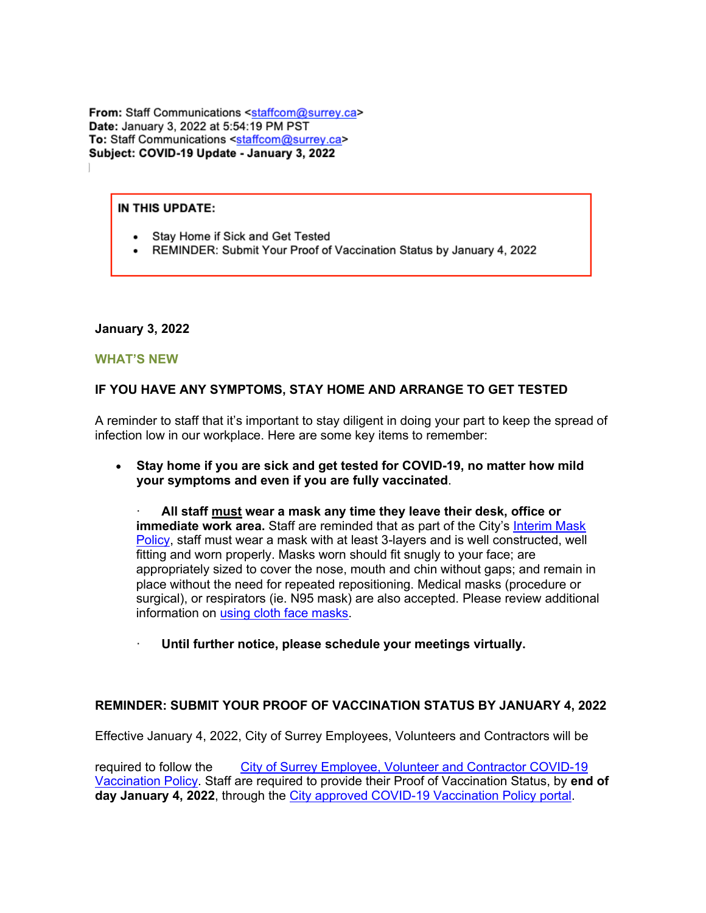**From:** Staff Communications <staffcom@surrey.ca>
**Date:** January 3, 2022 at 5:54:19 PM PST
**To:** Staff Communications <staffcom@surrey.ca>
**Subject: COVID-19 Update - January 3, 2022**

**IN THIS UPDATE:**

- Stay Home if Sick and Get Tested
- REMINDER: Submit Your Proof of Vaccination Status by January 4, 2022

**January 3, 2022**

**WHAT'S NEW**

**IF YOU HAVE ANY SYMPTOMS, STAY HOME AND ARRANGE TO GET TESTED**

A reminder to staff that it's important to stay diligent in doing your part to keep the spread of infection low in our workplace. Here are some key items to remember:

- **Stay home if you are sick and get tested for COVID-19, no matter how mild your symptoms and even if you are fully vaccinated**.

  - **All staff must wear a mask any time they leave their desk, office or immediate work area.** Staff are reminded that as part of the City's Interim Mask Policy, staff must wear a mask with at least 3-layers and is well constructed, well fitting and worn properly. Masks worn should fit snugly to your face; are appropriately sized to cover the nose, mouth and chin without gaps; and remain in place without the need for repeated repositioning. Medical masks (procedure or surgical), or respirators (ie. N95 mask) are also accepted. Please review additional information on using cloth face masks.

  - **Until further notice, please schedule your meetings virtually.**

**REMINDER: SUBMIT YOUR PROOF OF VACCINATION STATUS BY JANUARY 4, 2022**

Effective January 4, 2022, City of Surrey Employees, Volunteers and Contractors will be required to follow the City of Surrey Employee, Volunteer and Contractor COVID-19 Vaccination Policy. Staff are required to provide their Proof of Vaccination Status, by **end of day January 4, 2022**, through the City approved COVID-19 Vaccination Policy portal.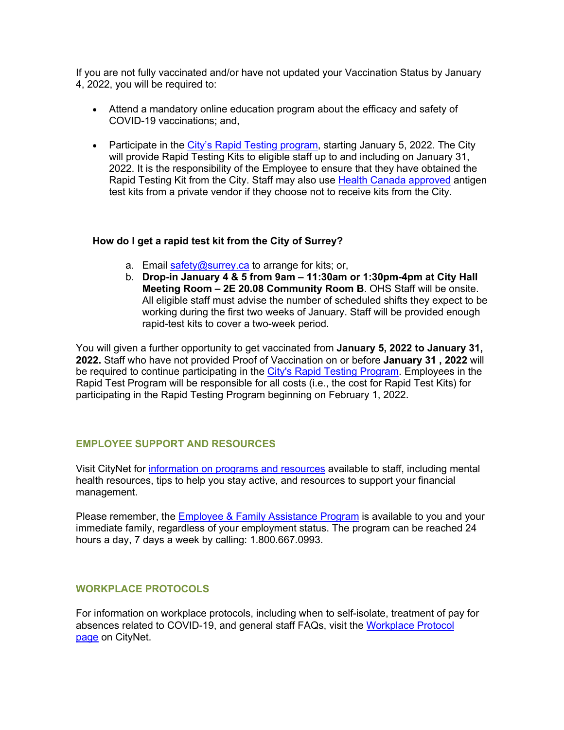If you are not fully vaccinated and/or have not updated your Vaccination Status by January 4, 2022, you will be required to:

- Attend a mandatory online education program about the efficacy and safety of COVID-19 vaccinations; and,
- Participate in the City's Rapid Testing program, starting January 5, 2022. The City will provide Rapid Testing Kits to eligible staff up to and including on January 31, 2022. It is the responsibility of the Employee to ensure that they have obtained the Rapid Testing Kit from the City. Staff may also use Health Canada approved antigen test kits from a private vendor if they choose not to receive kits from the City.

**How do I get a rapid test kit from the City of Surrey?**

a. Email safety@surrey.ca to arrange for kits; or,
b. **Drop-in January 4 & 5 from 9am – 11:30am or 1:30pm-4pm at City Hall Meeting Room – 2E 20.08 Community Room B**. OHS Staff will be onsite. All eligible staff must advise the number of scheduled shifts they expect to be working during the first two weeks of January. Staff will be provided enough rapid-test kits to cover a two-week period.

You will given a further opportunity to get vaccinated from **January 5, 2022 to January 31, 2022.** Staff who have not provided Proof of Vaccination on or before **January 31 , 2022** will be required to continue participating in the City's Rapid Testing Program. Employees in the Rapid Test Program will be responsible for all costs (i.e., the cost for Rapid Test Kits) for participating in the Rapid Testing Program beginning on February 1, 2022.

## EMPLOYEE SUPPORT AND RESOURCES

Visit CityNet for information on programs and resources available to staff, including mental health resources, tips to help you stay active, and resources to support your financial management.

Please remember, the Employee & Family Assistance Program is available to you and your immediate family, regardless of your employment status. The program can be reached 24 hours a day, 7 days a week by calling: 1.800.667.0993.

## WORKPLACE PROTOCOLS

For information on workplace protocols, including when to self-isolate, treatment of pay for absences related to COVID-19, and general staff FAQs, visit the Workplace Protocol page on CityNet.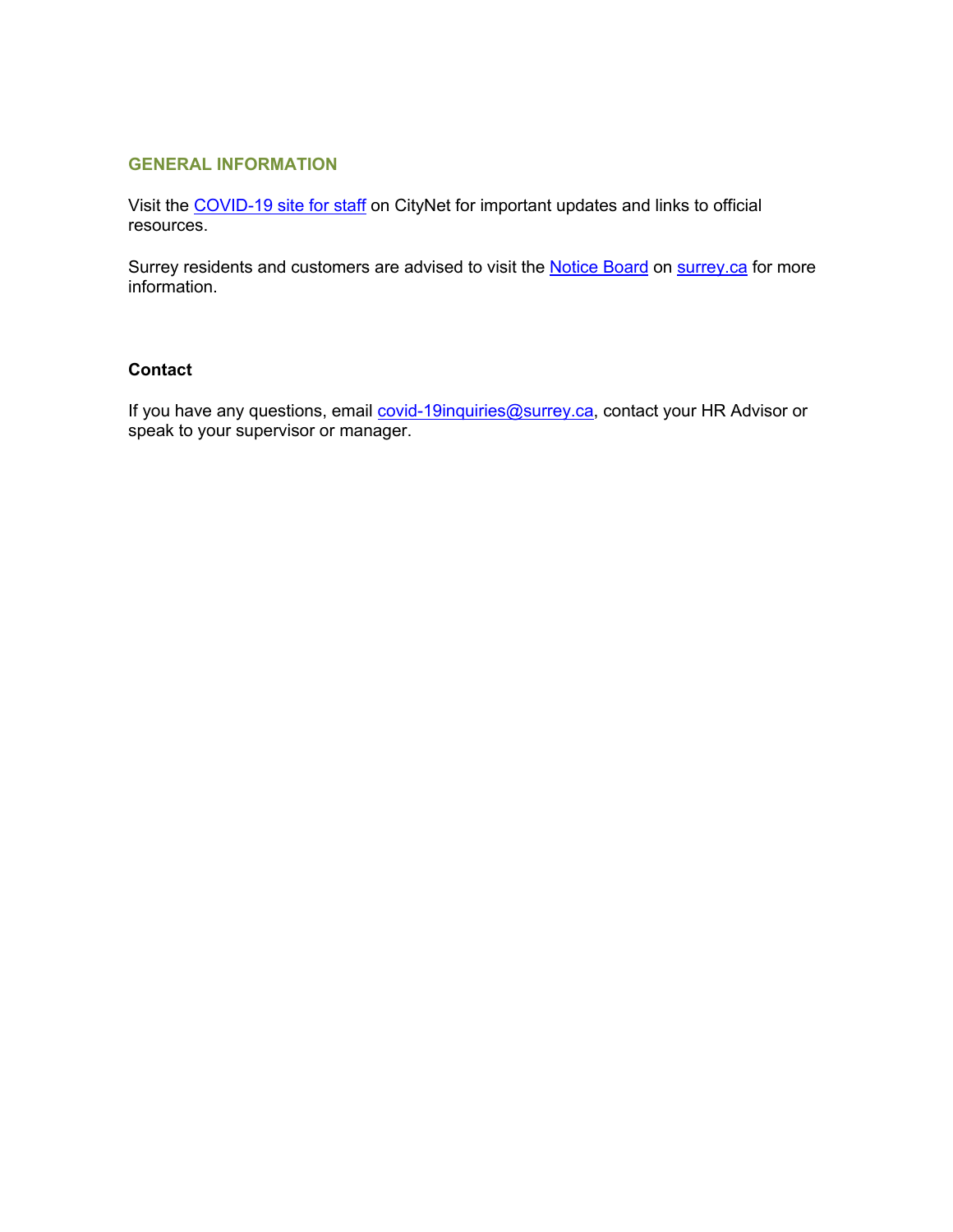## GENERAL INFORMATION

Visit the COVID-19 site for staff on CityNet for important updates and links to official resources.

Surrey residents and customers are advised to visit the Notice Board on surrey.ca for more information.

### Contact

If you have any questions, email covid-19inquiries@surrey.ca, contact your HR Advisor or speak to your supervisor or manager.